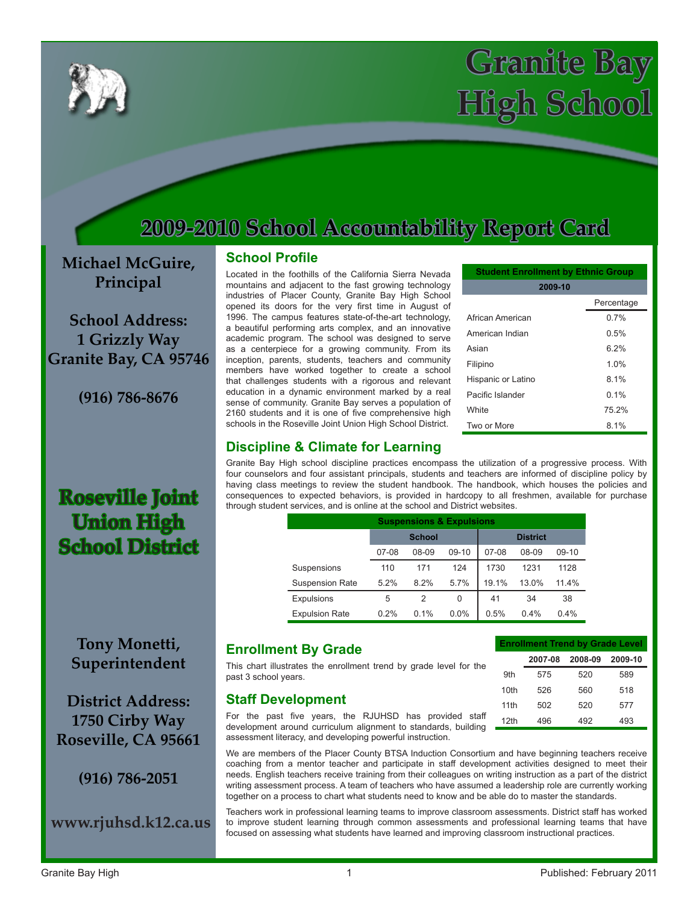# Granite Bay High School

## 2009-2010 School Accountability Report Card

**Michael McGuire, Principal**

**School Address:**
**1 Grizzly Way**
**Granite Bay, CA 95746**

**(916) 786-8676**

**Roseville Joint Union High School District**

**Tony Monetti, Superintendent**

**District Address:**
**1750 Cirby Way**
**Roseville, CA 95661**

**(916) 786-2051**

**www.rjuhsd.k12.ca.us**

## School Profile

Located in the foothills of the California Sierra Nevada mountains and adjacent to the fast growing technology industries of Placer County, Granite Bay High School opened its doors for the very first time in August of 1996. The campus features state-of-the-art technology, a beautiful performing arts complex, and an innovative academic program. The school was designed to serve as a centerpiece for a growing community. From its inception, parents, students, teachers and community members have worked together to create a school that challenges students with a rigorous and relevant education in a dynamic environment marked by a real sense of community. Granite Bay serves a population of 2160 students and it is one of five comprehensive high schools in the Roseville Joint Union High School District.

| Student Enrollment by Ethnic Group 2009-10 | |
|---|---|
| | Percentage |
| African American | 0.7% |
| American Indian | 0.5% |
| Asian | 6.2% |
| Filipino | 1.0% |
| Hispanic or Latino | 8.1% |
| Pacific Islander | 0.1% |
| White | 75.2% |
| Two or More | 8.1% |

## Discipline & Climate for Learning

Granite Bay High school discipline practices encompass the utilization of a progressive process. With four counselors and four assistant principals, students and teachers are informed of discipline policy by having class meetings to review the student handbook. The handbook, which houses the policies and consequences to expected behaviors, is provided in hardcopy to all freshmen, available for purchase through student services, and is online at the school and District websites.

| Suspensions & Expulsions | School | | | District | | |
|---|---|---|---|---|---|---|
| | 07-08 | 08-09 | 09-10 | 07-08 | 08-09 | 09-10 |
| Suspensions | 110 | 171 | 124 | 1730 | 1231 | 1128 |
| Suspension Rate | 5.2% | 8.2% | 5.7% | 19.1% | 13.0% | 11.4% |
| Expulsions | 5 | 2 | 0 | 41 | 34 | 38 |
| Expulsion Rate | 0.2% | 0.1% | 0.0% | 0.5% | 0.4% | 0.4% |

## Enrollment By Grade

This chart illustrates the enrollment trend by grade level for the past 3 school years.

| Enrollment Trend by Grade Level | 2007-08 | 2008-09 | 2009-10 |
|---|---|---|---|
| 9th | 575 | 520 | 589 |
| 10th | 526 | 560 | 518 |
| 11th | 502 | 520 | 577 |
| 12th | 496 | 492 | 493 |

## Staff Development

For the past five years, the RJUHSD has provided staff development around curriculum alignment to standards, building assessment literacy, and developing powerful instruction.

We are members of the Placer County BTSA Induction Consortium and have beginning teachers receive coaching from a mentor teacher and participate in staff development activities designed to meet their needs. English teachers receive training from their colleagues on writing instruction as a part of the district writing assessment process. A team of teachers who have assumed a leadership role are currently working together on a process to chart what students need to know and be able do to master the standards.

Teachers work in professional learning teams to improve classroom assessments. District staff has worked to improve student learning through common assessments and professional learning teams that have focused on assessing what students have learned and improving classroom instructional practices.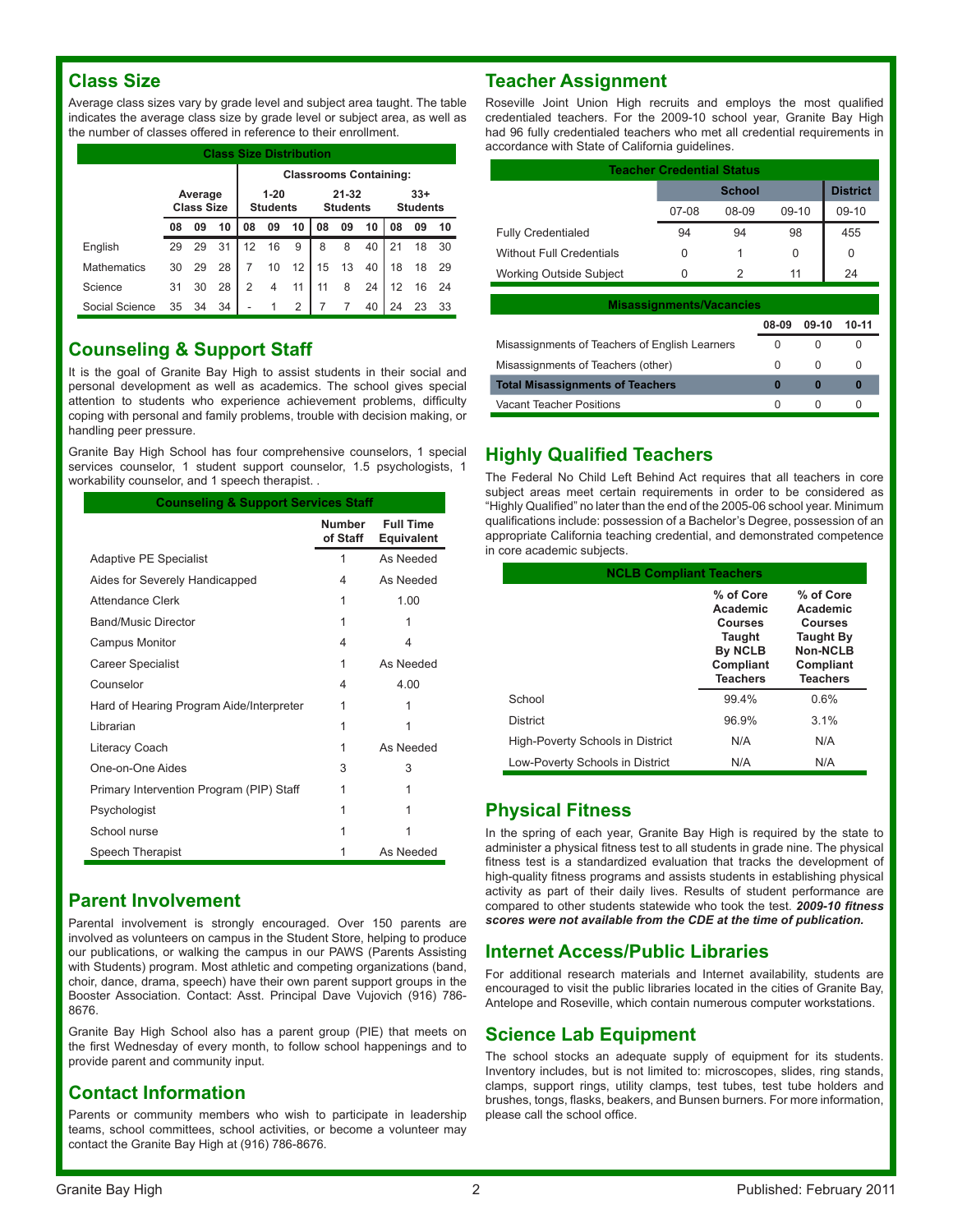## Class Size

Average class sizes vary by grade level and subject area taught. The table indicates the average class size by grade level or subject area, as well as the number of classes offered in reference to their enrollment.

**Class Size Distribution**

| | Average Class Size | | | Classrooms Containing: | | | | | | | | |
|---|---|---|---|---|---|---|---|---|---|---|---|---|
| | | | | 1-20 Students | | | 21-32 Students | | | 33+ Students | | |
| | 08 | 09 | 10 | 08 | 09 | 10 | 08 | 09 | 10 | 08 | 09 | 10 |
| English | 29 | 29 | 31 | 12 | 16 | 9 | 8 | 8 | 40 | 21 | 18 | 30 |
| Mathematics | 30 | 29 | 28 | 7 | 10 | 12 | 15 | 13 | 40 | 18 | 18 | 29 |
| Science | 31 | 30 | 28 | 2 | 4 | 11 | 11 | 8 | 24 | 12 | 16 | 24 |
| Social Science | 35 | 34 | 34 | - | 1 | 2 | 7 | 7 | 40 | 24 | 23 | 33 |

## Counseling & Support Staff

It is the goal of Granite Bay High to assist students in their social and personal development as well as academics. The school gives special attention to students who experience achievement problems, difficulty coping with personal and family problems, trouble with decision making, or handling peer pressure.

Granite Bay High School has four comprehensive counselors, 1 special services counselor, 1 student support counselor, 1.5 psychologists, 1 workability counselor, and 1 speech therapist. .

**Counseling & Support Services Staff**

| | Number of Staff | Full Time Equivalent |
|---|---|---|
| Adaptive PE Specialist | 1 | As Needed |
| Aides for Severely Handicapped | 4 | As Needed |
| Attendance Clerk | 1 | 1.00 |
| Band/Music Director | 1 | 1 |
| Campus Monitor | 4 | 4 |
| Career Specialist | 1 | As Needed |
| Counselor | 4 | 4.00 |
| Hard of Hearing Program Aide/Interpreter | 1 | 1 |
| Librarian | 1 | 1 |
| Literacy Coach | 1 | As Needed |
| One-on-One Aides | 3 | 3 |
| Primary Intervention Program (PIP) Staff | 1 | 1 |
| Psychologist | 1 | 1 |
| School nurse | 1 | 1 |
| Speech Therapist | 1 | As Needed |

## Parent Involvement

Parental involvement is strongly encouraged. Over 150 parents are involved as volunteers on campus in the Student Store, helping to produce our publications, or walking the campus in our PAWS (Parents Assisting with Students) program. Most athletic and competing organizations (band, choir, dance, drama, speech) have their own parent support groups in the Booster Association. Contact: Asst. Principal Dave Vujovich (916) 786-8676.

Granite Bay High School also has a parent group (PIE) that meets on the first Wednesday of every month, to follow school happenings and to provide parent and community input.

## Contact Information

Parents or community members who wish to participate in leadership teams, school committees, school activities, or become a volunteer may contact the Granite Bay High at (916) 786-8676.

## Teacher Assignment

Roseville Joint Union High recruits and employs the most qualified credentialed teachers. For the 2009-10 school year, Granite Bay High had 96 fully credentialed teachers who met all credential requirements in accordance with State of California guidelines.

**Teacher Credential Status**

| | School | | | District |
|---|---|---|---|---|
| | 07-08 | 08-09 | 09-10 | 09-10 |
| Fully Credentialed | 94 | 94 | 98 | 455 |
| Without Full Credentials | 0 | 1 | 0 | 0 |
| Working Outside Subject | 0 | 2 | 11 | 24 |

**Misassignments/Vacancies**

| | 08-09 | 09-10 | 10-11 |
|---|---|---|---|
| Misassignments of Teachers of English Learners | 0 | 0 | 0 |
| Misassignments of Teachers (other) | 0 | 0 | 0 |
| **Total Misassignments of Teachers** | **0** | **0** | **0** |
| Vacant Teacher Positions | 0 | 0 | 0 |

## Highly Qualified Teachers

The Federal No Child Left Behind Act requires that all teachers in core subject areas meet certain requirements in order to be considered as "Highly Qualified" no later than the end of the 2005-06 school year. Minimum qualifications include: possession of a Bachelor's Degree, possession of an appropriate California teaching credential, and demonstrated competence in core academic subjects.

**NCLB Compliant Teachers**

| | % of Core Academic Courses Taught By NCLB Compliant Teachers | % of Core Academic Courses Taught By Non-NCLB Compliant Teachers |
|---|---|---|
| School | 99.4% | 0.6% |
| District | 96.9% | 3.1% |
| High-Poverty Schools in District | N/A | N/A |
| Low-Poverty Schools in District | N/A | N/A |

## Physical Fitness

In the spring of each year, Granite Bay High is required by the state to administer a physical fitness test to all students in grade nine. The physical fitness test is a standardized evaluation that tracks the development of high-quality fitness programs and assists students in establishing physical activity as part of their daily lives. Results of student performance are compared to other students statewide who took the test. ***2009-10 fitness scores were not available from the CDE at the time of publication.***

## Internet Access/Public Libraries

For additional research materials and Internet availability, students are encouraged to visit the public libraries located in the cities of Granite Bay, Antelope and Roseville, which contain numerous computer workstations.

## Science Lab Equipment

The school stocks an adequate supply of equipment for its students. Inventory includes, but is not limited to: microscopes, slides, ring stands, clamps, support rings, utility clamps, test tubes, test tube holders and brushes, tongs, flasks, beakers, and Bunsen burners. For more information, please call the school office.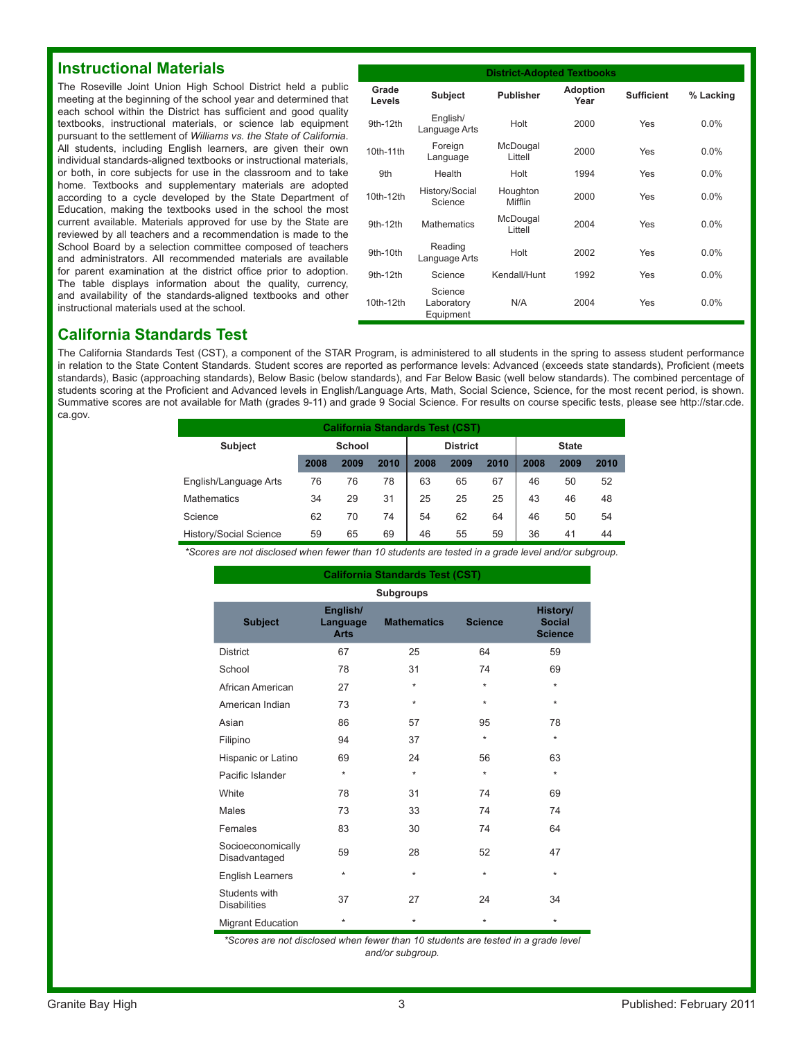## Instructional Materials

The Roseville Joint Union High School District held a public meeting at the beginning of the school year and determined that each school within the District has sufficient and good quality textbooks, instructional materials, or science lab equipment pursuant to the settlement of *Williams vs. the State of California*. All students, including English learners, are given their own individual standards-aligned textbooks or instructional materials, or both, in core subjects for use in the classroom and to take home. Textbooks and supplementary materials are adopted according to a cycle developed by the State Department of Education, making the textbooks used in the school the most current available. Materials approved for use by the State are reviewed by all teachers and a recommendation is made to the School Board by a selection committee composed of teachers and administrators. All recommended materials are available for parent examination at the district office prior to adoption. The table displays information about the quality, currency, and availability of the standards-aligned textbooks and other instructional materials used at the school.

| District-Adopted Textbooks | | | | | |
|---|---|---|---|---|---|
| **Grade Levels** | **Subject** | **Publisher** | **Adoption Year** | **Sufficient** | **% Lacking** |
| 9th-12th | English/ Language Arts | Holt | 2000 | Yes | 0.0% |
| 10th-11th | Foreign Language | McDougal Littell | 2000 | Yes | 0.0% |
| 9th | Health | Holt | 1994 | Yes | 0.0% |
| 10th-12th | History/Social Science | Houghton Mifflin | 2000 | Yes | 0.0% |
| 9th-12th | Mathematics | McDougal Littell | 2004 | Yes | 0.0% |
| 9th-10th | Reading Language Arts | Holt | 2002 | Yes | 0.0% |
| 9th-12th | Science | Kendall/Hunt | 1992 | Yes | 0.0% |
| 10th-12th | Science Laboratory Equipment | N/A | 2004 | Yes | 0.0% |

## California Standards Test

The California Standards Test (CST), a component of the STAR Program, is administered to all students in the spring to assess student performance in relation to the State Content Standards. Student scores are reported as performance levels: Advanced (exceeds state standards), Proficient (meets standards), Basic (approaching standards), Below Basic (below standards), and Far Below Basic (well below standards). The combined percentage of students scoring at the Proficient and Advanced levels in English/Language Arts, Math, Social Science, Science, for the most recent period, is shown. Summative scores are not available for Math (grades 9-11) and grade 9 Social Science. For results on course specific tests, please see http://star.cde.ca.gov.

| California Standards Test (CST) | | | | | | | | | |
|---|---|---|---|---|---|---|---|---|---|
| **Subject** | **School** | | | **District** | | | **State** | | |
| | **2008** | **2009** | **2010** | **2008** | **2009** | **2010** | **2008** | **2009** | **2010** |
| English/Language Arts | 76 | 76 | 78 | 63 | 65 | 67 | 46 | 50 | 52 |
| Mathematics | 34 | 29 | 31 | 25 | 25 | 25 | 43 | 46 | 48 |
| Science | 62 | 70 | 74 | 54 | 62 | 64 | 46 | 50 | 54 |
| History/Social Science | 59 | 65 | 69 | 46 | 55 | 59 | 36 | 41 | 44 |

*\*Scores are not disclosed when fewer than 10 students are tested in a grade level and/or subgroup.*

| California Standards Test (CST) | | | | |
|---|---|---|---|---|
| Subgroups | | | | |
| **Subject** | **English/ Language Arts** | **Mathematics** | **Science** | **History/ Social Science** |
| District | 67 | 25 | 64 | 59 |
| School | 78 | 31 | 74 | 69 |
| African American | 27 | * | * | * |
| American Indian | 73 | * | * | * |
| Asian | 86 | 57 | 95 | 78 |
| Filipino | 94 | 37 | * | * |
| Hispanic or Latino | 69 | 24 | 56 | 63 |
| Pacific Islander | * | * | * | * |
| White | 78 | 31 | 74 | 69 |
| Males | 73 | 33 | 74 | 74 |
| Females | 83 | 30 | 74 | 64 |
| Socioeconomically Disadvantaged | 59 | 28 | 52 | 47 |
| English Learners | * | * | * | * |
| Students with Disabilities | 37 | 27 | 24 | 34 |
| Migrant Education | * | * | * | * |

*\*Scores are not disclosed when fewer than 10 students are tested in a grade level and/or subgroup.*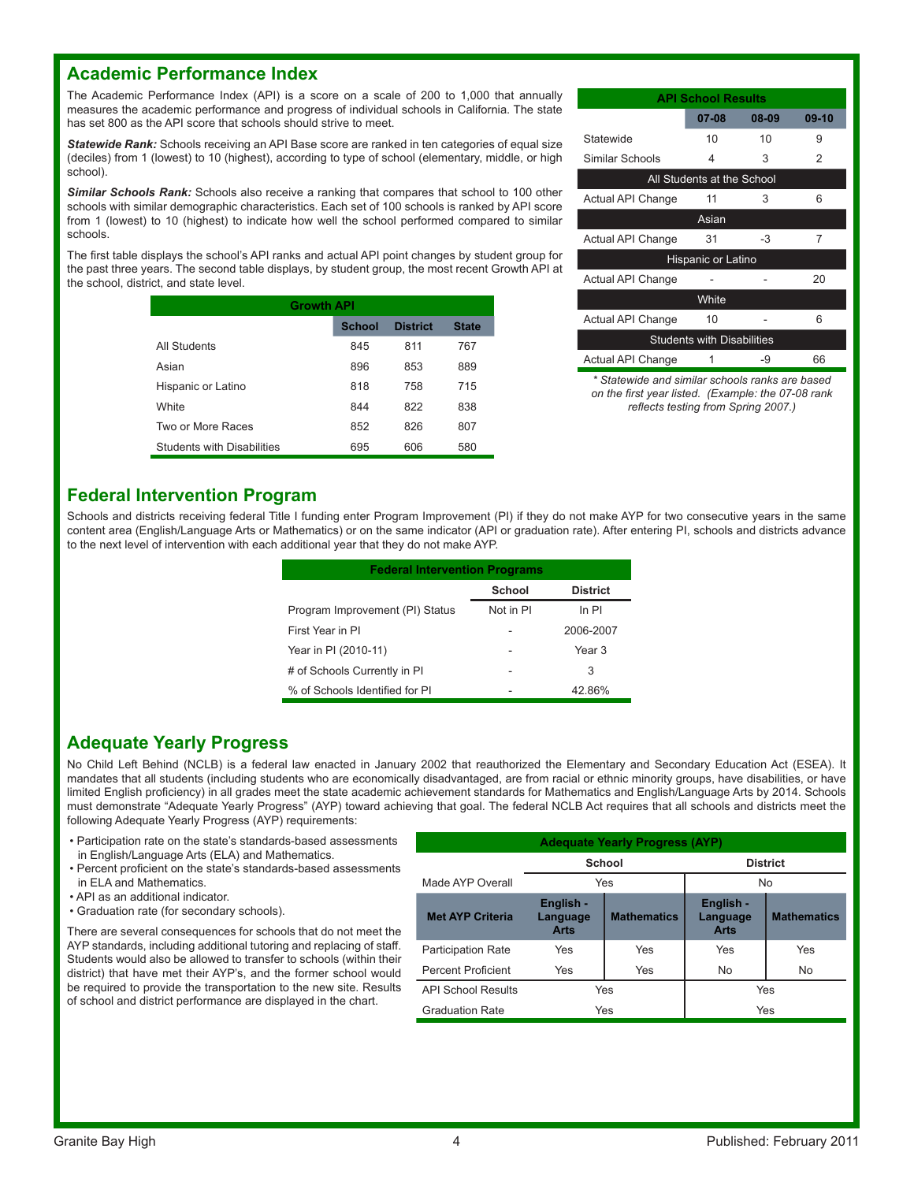## Academic Performance Index

The Academic Performance Index (API) is a score on a scale of 200 to 1,000 that annually measures the academic performance and progress of individual schools in California. The state has set 800 as the API score that schools should strive to meet.

***Statewide Rank:*** Schools receiving an API Base score are ranked in ten categories of equal size (deciles) from 1 (lowest) to 10 (highest), according to type of school (elementary, middle, or high school).

***Similar Schools Rank:*** Schools also receive a ranking that compares that school to 100 other schools with similar demographic characteristics. Each set of 100 schools is ranked by API score from 1 (lowest) to 10 (highest) to indicate how well the school performed compared to similar schools.

The first table displays the school's API ranks and actual API point changes by student group for the past three years. The second table displays, by student group, the most recent Growth API at the school, district, and state level.

| Growth API | | | |
|---|---|---|---|
| | School | District | State |
| All Students | 845 | 811 | 767 |
| Asian | 896 | 853 | 889 |
| Hispanic or Latino | 818 | 758 | 715 |
| White | 844 | 822 | 838 |
| Two or More Races | 852 | 826 | 807 |
| Students with Disabilities | 695 | 606 | 580 |

| API School Results | | | |
|---|---|---|---|
| | 07-08 | 08-09 | 09-10 |
| Statewide | 10 | 10 | 9 |
| Similar Schools | 4 | 3 | 2 |
| All Students at the School | | | |
| Actual API Change | 11 | 3 | 6 |
| Asian | | | |
| Actual API Change | 31 | -3 | 7 |
| Hispanic or Latino | | | |
| Actual API Change | - | - | 20 |
| White | | | |
| Actual API Change | 10 | - | 6 |
| Students with Disabilities | | | |
| Actual API Change | 1 | -9 | 66 |

*\* Statewide and similar schools ranks are based on the first year listed. (Example: the 07-08 rank reflects testing from Spring 2007.)*

## Federal Intervention Program

Schools and districts receiving federal Title I funding enter Program Improvement (PI) if they do not make AYP for two consecutive years in the same content area (English/Language Arts or Mathematics) or on the same indicator (API or graduation rate). After entering PI, schools and districts advance to the next level of intervention with each additional year that they do not make AYP.

| Federal Intervention Programs | | |
|---|---|---|
| | School | District |
| Program Improvement (PI) Status | Not in PI | In PI |
| First Year in PI | - | 2006-2007 |
| Year in PI (2010-11) | - | Year 3 |
| # of Schools Currently in PI | - | 3 |
| % of Schools Identified for PI | - | 42.86% |

## Adequate Yearly Progress

No Child Left Behind (NCLB) is a federal law enacted in January 2002 that reauthorized the Elementary and Secondary Education Act (ESEA). It mandates that all students (including students who are economically disadvantaged, are from racial or ethnic minority groups, have disabilities, or have limited English proficiency) in all grades meet the state academic achievement standards for Mathematics and English/Language Arts by 2014. Schools must demonstrate "Adequate Yearly Progress" (AYP) toward achieving that goal. The federal NCLB Act requires that all schools and districts meet the following Adequate Yearly Progress (AYP) requirements:

- Participation rate on the state's standards-based assessments in English/Language Arts (ELA) and Mathematics.
- Percent proficient on the state's standards-based assessments in ELA and Mathematics.
- API as an additional indicator.
- Graduation rate (for secondary schools).

There are several consequences for schools that do not meet the AYP standards, including additional tutoring and replacing of staff. Students would also be allowed to transfer to schools (within their district) that have met their AYP's, and the former school would be required to provide the transportation to the new site. Results of school and district performance are displayed in the chart.

| Adequate Yearly Progress (AYP) | | | | |
|---|---|---|---|---|
| | School | | District | |
| Made AYP Overall | Yes | | No | |
| **Met AYP Criteria** | **English - Language Arts** | **Mathematics** | **English - Language Arts** | **Mathematics** |
| Participation Rate | Yes | Yes | Yes | Yes |
| Percent Proficient | Yes | Yes | No | No |
| API School Results | Yes | | Yes | |
| Graduation Rate | Yes | | Yes | |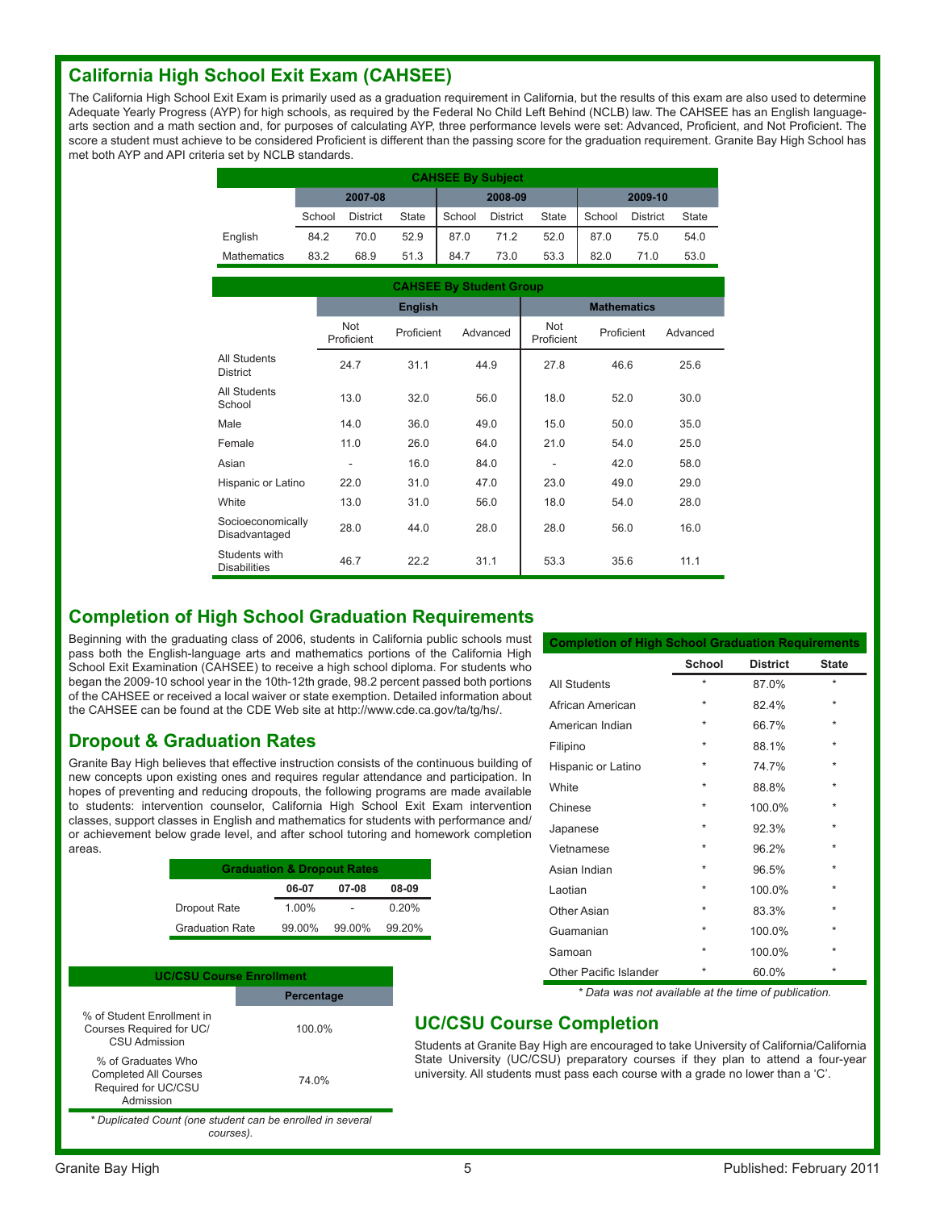## California High School Exit Exam (CAHSEE)

The California High School Exit Exam is primarily used as a graduation requirement in California, but the results of this exam are also used to determine Adequate Yearly Progress (AYP) for high schools, as required by the Federal No Child Left Behind (NCLB) law. The CAHSEE has an English language-arts section and a math section and, for purposes of calculating AYP, three performance levels were set: Advanced, Proficient, and Not Proficient. The score a student must achieve to be considered Proficient is different than the passing score for the graduation requirement. Granite Bay High School has met both AYP and API criteria set by NCLB standards.

**CAHSEE By Subject**

| | 2007-08 | | | 2008-09 | | | 2009-10 | | |
|---|---|---|---|---|---|---|---|---|---|
| | School | District | State | School | District | State | School | District | State |
| English | 84.2 | 70.0 | 52.9 | 87.0 | 71.2 | 52.0 | 87.0 | 75.0 | 54.0 |
| Mathematics | 83.2 | 68.9 | 51.3 | 84.7 | 73.0 | 53.3 | 82.0 | 71.0 | 53.0 |

**CAHSEE By Student Group**

| | English | | | Mathematics | | |
|---|---|---|---|---|---|---|
| | Not Proficient | Proficient | Advanced | Not Proficient | Proficient | Advanced |
| All Students District | 24.7 | 31.1 | 44.9 | 27.8 | 46.6 | 25.6 |
| All Students School | 13.0 | 32.0 | 56.0 | 18.0 | 52.0 | 30.0 |
| Male | 14.0 | 36.0 | 49.0 | 15.0 | 50.0 | 35.0 |
| Female | 11.0 | 26.0 | 64.0 | 21.0 | 54.0 | 25.0 |
| Asian | - | 16.0 | 84.0 | - | 42.0 | 58.0 |
| Hispanic or Latino | 22.0 | 31.0 | 47.0 | 23.0 | 49.0 | 29.0 |
| White | 13.0 | 31.0 | 56.0 | 18.0 | 54.0 | 28.0 |
| Socioeconomically Disadvantaged | 28.0 | 44.0 | 28.0 | 28.0 | 56.0 | 16.0 |
| Students with Disabilities | 46.7 | 22.2 | 31.1 | 53.3 | 35.6 | 11.1 |

## Completion of High School Graduation Requirements

Beginning with the graduating class of 2006, students in California public schools must pass both the English-language arts and mathematics portions of the California High School Exit Examination (CAHSEE) to receive a high school diploma. For students who began the 2009-10 school year in the 10th-12th grade, 98.2 percent passed both portions of the CAHSEE or received a local waiver or state exemption. Detailed information about the CAHSEE can be found at the CDE Web site at http://www.cde.ca.gov/ta/tg/hs/.

**Completion of High School Graduation Requirements**

| | School | District | State |
|---|---|---|---|
| All Students | * | 87.0% | * |
| African American | * | 82.4% | * |
| American Indian | * | 66.7% | * |
| Filipino | * | 88.1% | * |
| Hispanic or Latino | * | 74.7% | * |
| White | * | 88.8% | * |
| Chinese | * | 100.0% | * |
| Japanese | * | 92.3% | * |
| Vietnamese | * | 96.2% | * |
| Asian Indian | * | 96.5% | * |
| Laotian | * | 100.0% | * |
| Other Asian | * | 83.3% | * |
| Guamanian | * | 100.0% | * |
| Samoan | * | 100.0% | * |
| Other Pacific Islander | * | 60.0% | * |

*\* Data was not available at the time of publication.*

## Dropout & Graduation Rates

Granite Bay High believes that effective instruction consists of the continuous building of new concepts upon existing ones and requires regular attendance and participation. In hopes of preventing and reducing dropouts, the following programs are made available to students: intervention counselor, California High School Exit Exam intervention classes, support classes in English and mathematics for students with performance and/or achievement below grade level, and after school tutoring and homework completion areas.

**Graduation & Dropout Rates**

| | 06-07 | 07-08 | 08-09 |
|---|---|---|---|
| Dropout Rate | 1.00% | - | 0.20% |
| Graduation Rate | 99.00% | 99.00% | 99.20% |

**UC/CSU Course Enrollment**

| | Percentage |
|---|---|
| % of Student Enrollment in Courses Required for UC/CSU Admission | 100.0% |
| % of Graduates Who Completed All Courses Required for UC/CSU Admission | 74.0% |

*\* Duplicated Count (one student can be enrolled in several courses).*

## UC/CSU Course Completion

Students at Granite Bay High are encouraged to take University of California/California State University (UC/CSU) preparatory courses if they plan to attend a four-year university. All students must pass each course with a grade no lower than a 'C'.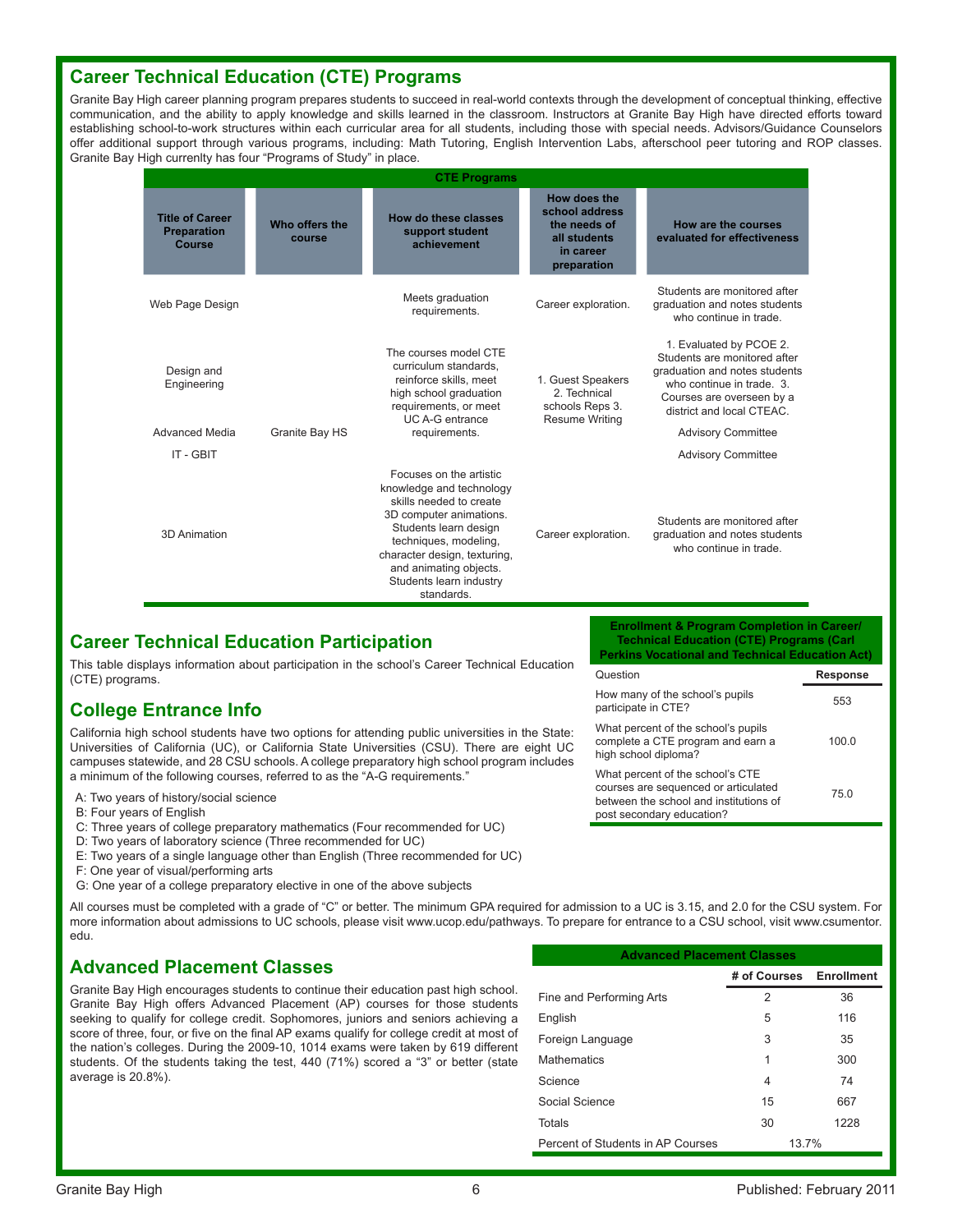## Career Technical Education (CTE) Programs

Granite Bay High career planning program prepares students to succeed in real-world contexts through the development of conceptual thinking, effective communication, and the ability to apply knowledge and skills learned in the classroom. Instructors at Granite Bay High have directed efforts toward establishing school-to-work structures within each curricular area for all students, including those with special needs. Advisors/Guidance Counselors offer additional support through various programs, including: Math Tutoring, English Intervention Labs, afterschool peer tutoring and ROP classes. Granite Bay High currenlty has four "Programs of Study" in place.

**CTE Programs**

| Title of Career Preparation Course | Who offers the course | How do these classes support student achievement | How does the school address the needs of all students in career preparation | How are the courses evaluated for effectiveness |
|---|---|---|---|---|
| Web Page Design | | Meets graduation requirements. | Career exploration. | Students are monitored after graduation and notes students who continue in trade. |
| Design and Engineering | | The courses model CTE curriculum standards, reinforce skills, meet high school graduation requirements, or meet UC A-G entrance requirements. | 1. Guest Speakers 2. Technical schools Reps 3. Resume Writing | 1. Evaluated by PCOE 2. Students are monitored after graduation and notes students who continue in trade. 3. Courses are overseen by a district and local CTEAC. |
| Advanced Media | Granite Bay HS | | | Advisory Committee |
| IT - GBIT | | | | Advisory Committee |
| 3D Animation | | Focuses on the artistic knowledge and technology skills needed to create 3D computer animations. Students learn design techniques, modeling, character design, texturing, and animating objects. Students learn industry standards. | Career exploration. | Students are monitored after graduation and notes students who continue in trade. |

## Career Technical Education Participation

This table displays information about participation in the school's Career Technical Education (CTE) programs.

**Enrollment & Program Completion in Career/ Technical Education (CTE) Programs (Carl Perkins Vocational and Technical Education Act)**

| Question | Response |
|---|---|
| How many of the school's pupils participate in CTE? | 553 |
| What percent of the school's pupils complete a CTE program and earn a high school diploma? | 100.0 |
| What percent of the school's CTE courses are sequenced or articulated between the school and institutions of post secondary education? | 75.0 |

## College Entrance Info

California high school students have two options for attending public universities in the State: Universities of California (UC), or California State Universities (CSU). There are eight UC campuses statewide, and 28 CSU schools. A college preparatory high school program includes a minimum of the following courses, referred to as the "A-G requirements."

- A: Two years of history/social science
- B: Four years of English
- C: Three years of college preparatory mathematics (Four recommended for UC)
- D: Two years of laboratory science (Three recommended for UC)
- E: Two years of a single language other than English (Three recommended for UC)
- F: One year of visual/performing arts
- G: One year of a college preparatory elective in one of the above subjects

All courses must be completed with a grade of "C" or better. The minimum GPA required for admission to a UC is 3.15, and 2.0 for the CSU system. For more information about admissions to UC schools, please visit www.ucop.edu/pathways. To prepare for entrance to a CSU school, visit www.csumentor.edu.

## Advanced Placement Classes

Granite Bay High encourages students to continue their education past high school. Granite Bay High offers Advanced Placement (AP) courses for those students seeking to qualify for college credit. Sophomores, juniors and seniors achieving a score of three, four, or five on the final AP exams qualify for college credit at most of the nation's colleges. During the 2009-10, 1014 exams were taken by 619 different students. Of the students taking the test, 440 (71%) scored a "3" or better (state average is 20.8%).

**Advanced Placement Classes**

| | # of Courses | Enrollment |
|---|---|---|
| Fine and Performing Arts | 2 | 36 |
| English | 5 | 116 |
| Foreign Language | 3 | 35 |
| Mathematics | 1 | 300 |
| Science | 4 | 74 |
| Social Science | 15 | 667 |
| Totals | 30 | 1228 |
| Percent of Students in AP Courses | 13.7% | |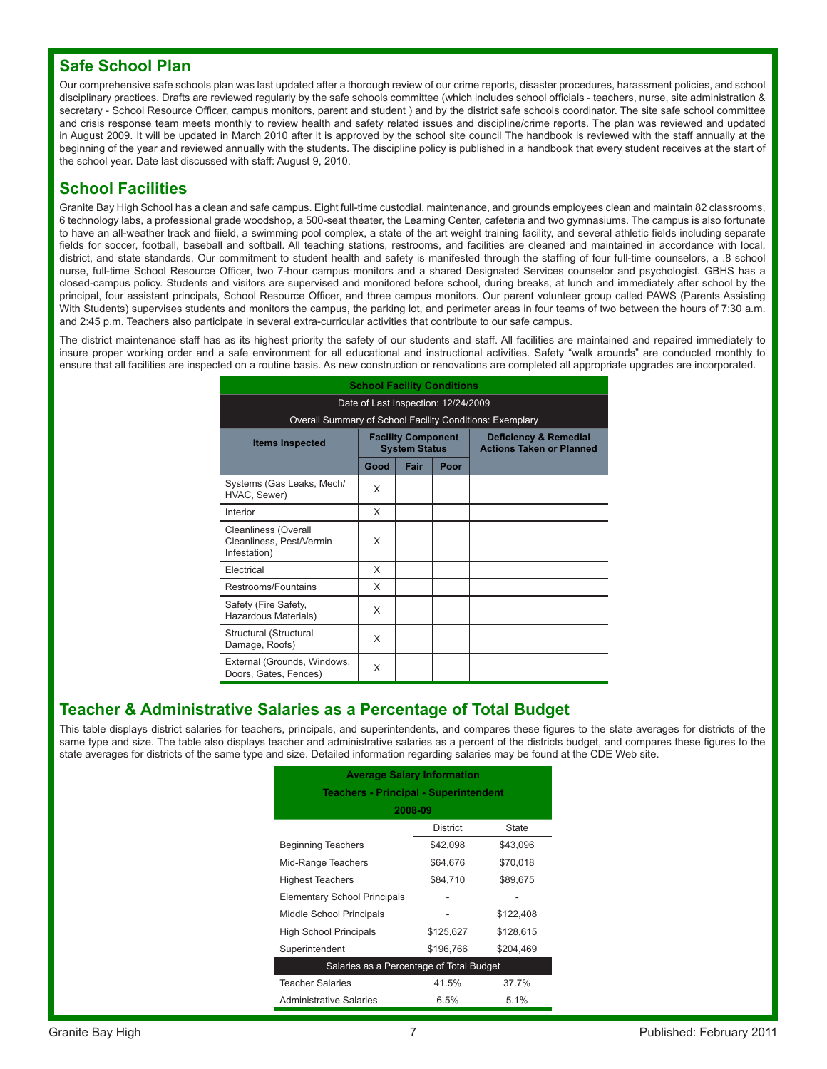## Safe School Plan

Our comprehensive safe schools plan was last updated after a thorough review of our crime reports, disaster procedures, harassment policies, and school disciplinary practices. Drafts are reviewed regularly by the safe schools committee (which includes school officials - teachers, nurse, site administration & secretary - School Resource Officer, campus monitors, parent and student ) and by the district safe schools coordinator. The site safe school committee and crisis response team meets monthly to review health and safety related issues and discipline/crime reports. The plan was reviewed and updated in August 2009. It will be updated in March 2010 after it is approved by the school site council The handbook is reviewed with the staff annually at the beginning of the year and reviewed annually with the students. The discipline policy is published in a handbook that every student receives at the start of the school year. Date last discussed with staff: August 9, 2010.

## School Facilities

Granite Bay High School has a clean and safe campus. Eight full-time custodial, maintenance, and grounds employees clean and maintain 82 classrooms, 6 technology labs, a professional grade woodshop, a 500-seat theater, the Learning Center, cafeteria and two gymnasiums. The campus is also fortunate to have an all-weather track and fiield, a swimming pool complex, a state of the art weight training facility, and several athletic fields including separate fields for soccer, football, baseball and softball. All teaching stations, restrooms, and facilities are cleaned and maintained in accordance with local, district, and state standards. Our commitment to student health and safety is manifested through the staffing of four full-time counselors, a .8 school nurse, full-time School Resource Officer, two 7-hour campus monitors and a shared Designated Services counselor and psychologist. GBHS has a closed-campus policy. Students and visitors are supervised and monitored before school, during breaks, at lunch and immediately after school by the principal, four assistant principals, School Resource Officer, and three campus monitors. Our parent volunteer group called PAWS (Parents Assisting With Students) supervises students and monitors the campus, the parking lot, and perimeter areas in four teams of two between the hours of 7:30 a.m. and 2:45 p.m. Teachers also participate in several extra-curricular activities that contribute to our safe campus.

The district maintenance staff has as its highest priority the safety of our students and staff. All facilities are maintained and repaired immediately to insure proper working order and a safe environment for all educational and instructional activities. Safety "walk arounds" are conducted monthly to ensure that all facilities are inspected on a routine basis. As new construction or renovations are completed all appropriate upgrades are incorporated.

**School Facility Conditions**

Date of Last Inspection: 12/24/2009

Overall Summary of School Facility Conditions: Exemplary

| Items Inspected | Facility Component System Status | | | Deficiency & Remedial Actions Taken or Planned |
|---|---|---|---|---|
| | Good | Fair | Poor | |
| Systems (Gas Leaks, Mech/HVAC, Sewer) | X | | | |
| Interior | X | | | |
| Cleanliness (Overall Cleanliness, Pest/Vermin Infestation) | X | | | |
| Electrical | X | | | |
| Restrooms/Fountains | X | | | |
| Safety (Fire Safety, Hazardous Materials) | X | | | |
| Structural (Structural Damage, Roofs) | X | | | |
| External (Grounds, Windows, Doors, Gates, Fences) | X | | | |

## Teacher & Administrative Salaries as a Percentage of Total Budget

This table displays district salaries for teachers, principals, and superintendents, and compares these figures to the state averages for districts of the same type and size. The table also displays teacher and administrative salaries as a percent of the districts budget, and compares these figures to the state averages for districts of the same type and size. Detailed information regarding salaries may be found at the CDE Web site.

**Average Salary Information**
**Teachers - Principal - Superintendent**
**2008-09**

| | District | State |
|---|---|---|
| Beginning Teachers | $42,098 | $43,096 |
| Mid-Range Teachers | $64,676 | $70,018 |
| Highest Teachers | $84,710 | $89,675 |
| Elementary School Principals | - | - |
| Middle School Principals | - | $122,408 |
| High School Principals | $125,627 | $128,615 |
| Superintendent | $196,766 | $204,469 |
| **Salaries as a Percentage of Total Budget** | | |
| Teacher Salaries | 41.5% | 37.7% |
| Administrative Salaries | 6.5% | 5.1% |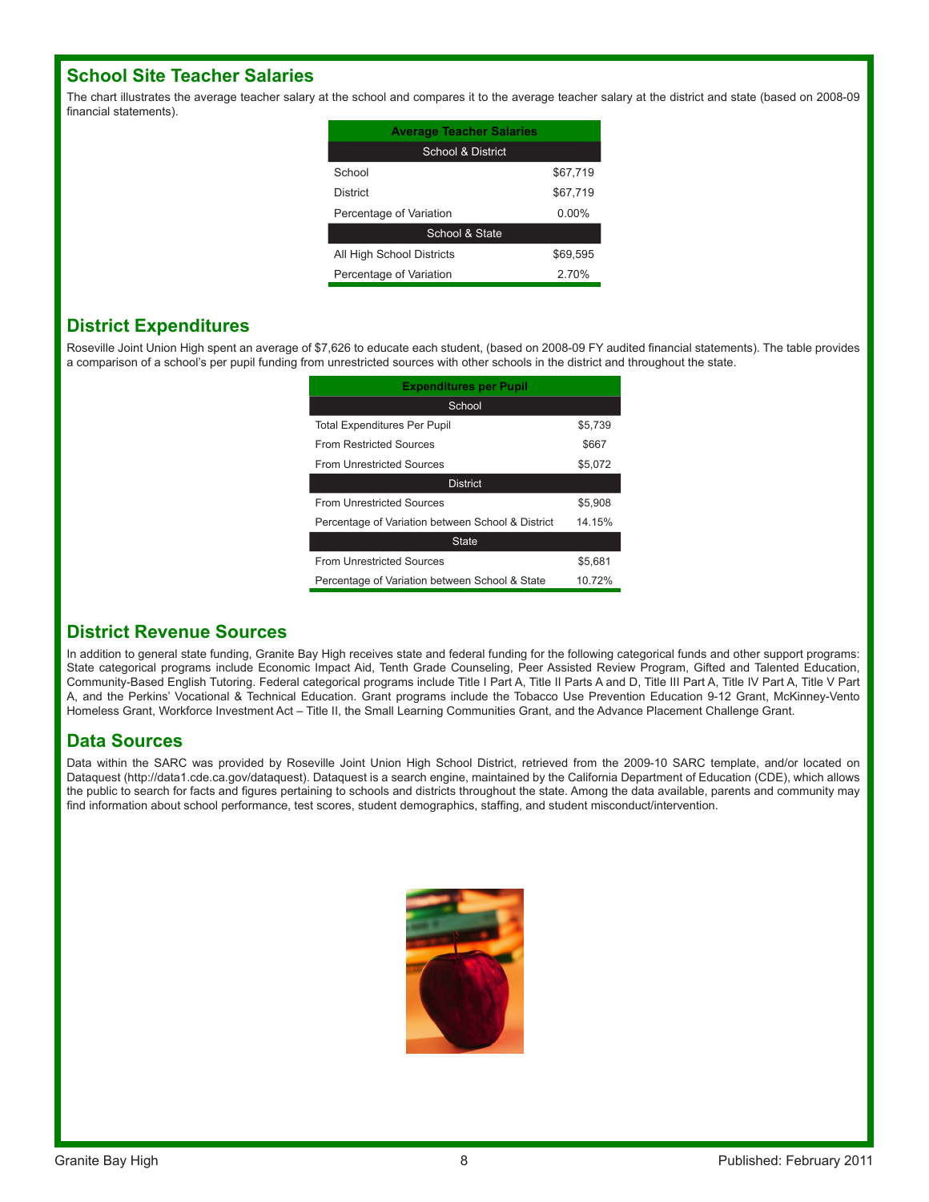## School Site Teacher Salaries

The chart illustrates the average teacher salary at the school and compares it to the average teacher salary at the district and state (based on 2008-09 financial statements).

| Average Teacher Salaries | |
|---|---|
| **School & District** | |
| School | $67,719 |
| District | $67,719 |
| Percentage of Variation | 0.00% |
| **School & State** | |
| All High School Districts | $69,595 |
| Percentage of Variation | 2.70% |

## District Expenditures

Roseville Joint Union High spent an average of $7,626 to educate each student, (based on 2008-09 FY audited financial statements). The table provides a comparison of a school's per pupil funding from unrestricted sources with other schools in the district and throughout the state.

| Expenditures per Pupil | |
|---|---|
| **School** | |
| Total Expenditures Per Pupil | $5,739 |
| From Restricted Sources | $667 |
| From Unrestricted Sources | $5,072 |
| **District** | |
| From Unrestricted Sources | $5,908 |
| Percentage of Variation between School & District | 14.15% |
| **State** | |
| From Unrestricted Sources | $5,681 |
| Percentage of Variation between School & State | 10.72% |

## District Revenue Sources

In addition to general state funding, Granite Bay High receives state and federal funding for the following categorical funds and other support programs: State categorical programs include Economic Impact Aid, Tenth Grade Counseling, Peer Assisted Review Program, Gifted and Talented Education, Community-Based English Tutoring. Federal categorical programs include Title I Part A, Title II Parts A and D, Title III Part A, Title IV Part A, Title V Part A, and the Perkins' Vocational & Technical Education. Grant programs include the Tobacco Use Prevention Education 9-12 Grant, McKinney-Vento Homeless Grant, Workforce Investment Act – Title II, the Small Learning Communities Grant, and the Advance Placement Challenge Grant.

## Data Sources

Data within the SARC was provided by Roseville Joint Union High School District, retrieved from the 2009-10 SARC template, and/or located on Dataquest (http://data1.cde.ca.gov/dataquest). Dataquest is a search engine, maintained by the California Department of Education (CDE), which allows the public to search for facts and figures pertaining to schools and districts throughout the state. Among the data available, parents and community may find information about school performance, test scores, student demographics, staffing, and student misconduct/intervention.